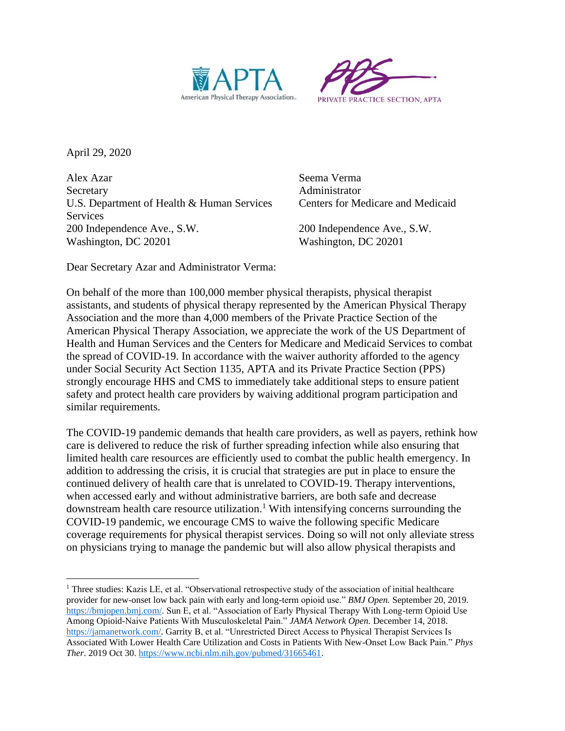American Physical Therapy Association

PRIVATE PRACTICE SECTION, APTA

April 29, 2020

Alex Azar
Secretary
U.S. Department of Health & Human Services
200 Independence Ave., S.W.
Washington, DC 20201

Seema Verma
Administrator
Centers for Medicare and Medicaid Services
200 Independence Ave., S.W.
Washington, DC 20201

Dear Secretary Azar and Administrator Verma:

On behalf of the more than 100,000 member physical therapists, physical therapist assistants, and students of physical therapy represented by the American Physical Therapy Association and the more than 4,000 members of the Private Practice Section of the American Physical Therapy Association, we appreciate the work of the US Department of Health and Human Services and the Centers for Medicare and Medicaid Services to combat the spread of COVID-19. In accordance with the waiver authority afforded to the agency under Social Security Act Section 1135, APTA and its Private Practice Section (PPS) strongly encourage HHS and CMS to immediately take additional steps to ensure patient safety and protect health care providers by waiving additional program participation and similar requirements.

The COVID-19 pandemic demands that health care providers, as well as payers, rethink how care is delivered to reduce the risk of further spreading infection while also ensuring that limited health care resources are efficiently used to combat the public health emergency. In addition to addressing the crisis, it is crucial that strategies are put in place to ensure the continued delivery of health care that is unrelated to COVID-19. Therapy interventions, when accessed early and without administrative barriers, are both safe and decrease downstream health care resource utilization.[1] With intensifying concerns surrounding the COVID-19 pandemic, we encourage CMS to waive the following specific Medicare coverage requirements for physical therapist services. Doing so will not only alleviate stress on physicians trying to manage the pandemic but will also allow physical therapists and

---

[1] Three studies: Kazis LE, et al. "Observational retrospective study of the association of initial healthcare provider for new-onset low back pain with early and long-term opioid use." *BMJ Open.* September 20, 2019. https://bmjopen.bmj.com/. Sun E, et al. "Association of Early Physical Therapy With Long-term Opioid Use Among Opioid-Naive Patients With Musculoskeletal Pain." *JAMA Network Open.* December 14, 2018. https://jamanetwork.com/. Garrity B, et al. "Unrestricted Direct Access to Physical Therapist Services Is Associated With Lower Health Care Utilization and Costs in Patients With New-Onset Low Back Pain." *Phys Ther*. 2019 Oct 30. https://www.ncbi.nlm.nih.gov/pubmed/31665461.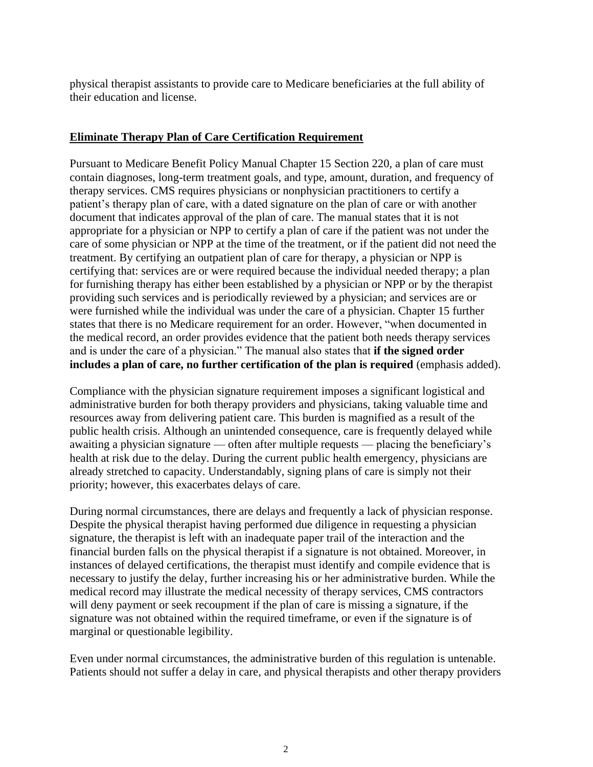physical therapist assistants to provide care to Medicare beneficiaries at the full ability of their education and license.

## Eliminate Therapy Plan of Care Certification Requirement

Pursuant to Medicare Benefit Policy Manual Chapter 15 Section 220, a plan of care must contain diagnoses, long-term treatment goals, and type, amount, duration, and frequency of therapy services. CMS requires physicians or nonphysician practitioners to certify a patient's therapy plan of care, with a dated signature on the plan of care or with another document that indicates approval of the plan of care. The manual states that it is not appropriate for a physician or NPP to certify a plan of care if the patient was not under the care of some physician or NPP at the time of the treatment, or if the patient did not need the treatment. By certifying an outpatient plan of care for therapy, a physician or NPP is certifying that: services are or were required because the individual needed therapy; a plan for furnishing therapy has either been established by a physician or NPP or by the therapist providing such services and is periodically reviewed by a physician; and services are or were furnished while the individual was under the care of a physician. Chapter 15 further states that there is no Medicare requirement for an order. However, "when documented in the medical record, an order provides evidence that the patient both needs therapy services and is under the care of a physician." The manual also states that **if the signed order includes a plan of care, no further certification of the plan is required** (emphasis added).

Compliance with the physician signature requirement imposes a significant logistical and administrative burden for both therapy providers and physicians, taking valuable time and resources away from delivering patient care. This burden is magnified as a result of the public health crisis. Although an unintended consequence, care is frequently delayed while awaiting a physician signature — often after multiple requests — placing the beneficiary's health at risk due to the delay. During the current public health emergency, physicians are already stretched to capacity. Understandably, signing plans of care is simply not their priority; however, this exacerbates delays of care.

During normal circumstances, there are delays and frequently a lack of physician response. Despite the physical therapist having performed due diligence in requesting a physician signature, the therapist is left with an inadequate paper trail of the interaction and the financial burden falls on the physical therapist if a signature is not obtained. Moreover, in instances of delayed certifications, the therapist must identify and compile evidence that is necessary to justify the delay, further increasing his or her administrative burden. While the medical record may illustrate the medical necessity of therapy services, CMS contractors will deny payment or seek recoupment if the plan of care is missing a signature, if the signature was not obtained within the required timeframe, or even if the signature is of marginal or questionable legibility.

Even under normal circumstances, the administrative burden of this regulation is untenable. Patients should not suffer a delay in care, and physical therapists and other therapy providers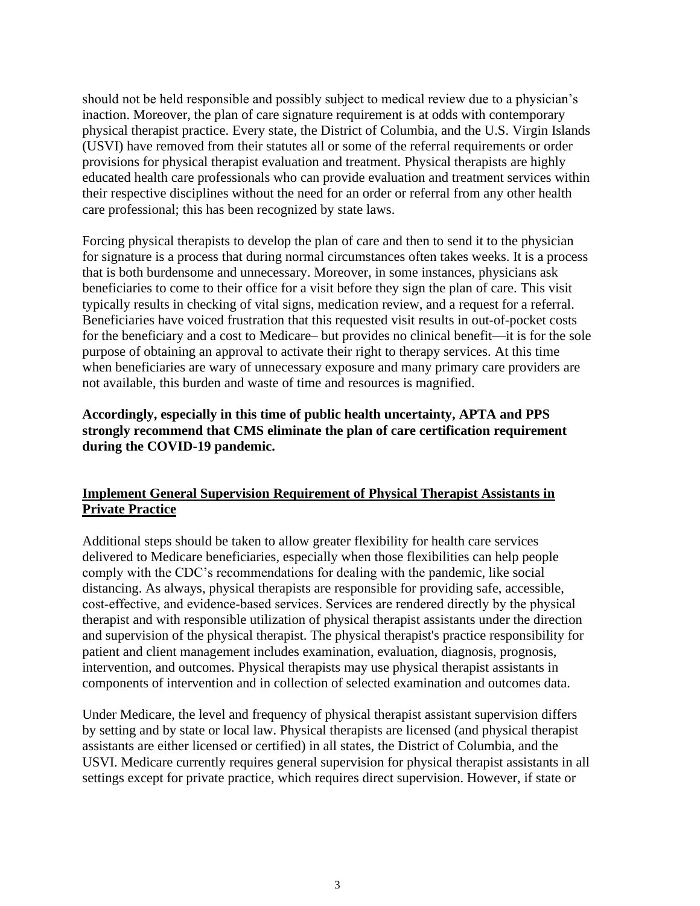should not be held responsible and possibly subject to medical review due to a physician's inaction. Moreover, the plan of care signature requirement is at odds with contemporary physical therapist practice. Every state, the District of Columbia, and the U.S. Virgin Islands (USVI) have removed from their statutes all or some of the referral requirements or order provisions for physical therapist evaluation and treatment. Physical therapists are highly educated health care professionals who can provide evaluation and treatment services within their respective disciplines without the need for an order or referral from any other health care professional; this has been recognized by state laws.

Forcing physical therapists to develop the plan of care and then to send it to the physician for signature is a process that during normal circumstances often takes weeks. It is a process that is both burdensome and unnecessary. Moreover, in some instances, physicians ask beneficiaries to come to their office for a visit before they sign the plan of care. This visit typically results in checking of vital signs, medication review, and a request for a referral. Beneficiaries have voiced frustration that this requested visit results in out-of-pocket costs for the beneficiary and a cost to Medicare– but provides no clinical benefit—it is for the sole purpose of obtaining an approval to activate their right to therapy services. At this time when beneficiaries are wary of unnecessary exposure and many primary care providers are not available, this burden and waste of time and resources is magnified.

**Accordingly, especially in this time of public health uncertainty, APTA and PPS strongly recommend that CMS eliminate the plan of care certification requirement during the COVID-19 pandemic.**

## Implement General Supervision Requirement of Physical Therapist Assistants in Private Practice

Additional steps should be taken to allow greater flexibility for health care services delivered to Medicare beneficiaries, especially when those flexibilities can help people comply with the CDC's recommendations for dealing with the pandemic, like social distancing. As always, physical therapists are responsible for providing safe, accessible, cost-effective, and evidence-based services. Services are rendered directly by the physical therapist and with responsible utilization of physical therapist assistants under the direction and supervision of the physical therapist. The physical therapist's practice responsibility for patient and client management includes examination, evaluation, diagnosis, prognosis, intervention, and outcomes. Physical therapists may use physical therapist assistants in components of intervention and in collection of selected examination and outcomes data.

Under Medicare, the level and frequency of physical therapist assistant supervision differs by setting and by state or local law. Physical therapists are licensed (and physical therapist assistants are either licensed or certified) in all states, the District of Columbia, and the USVI. Medicare currently requires general supervision for physical therapist assistants in all settings except for private practice, which requires direct supervision. However, if state or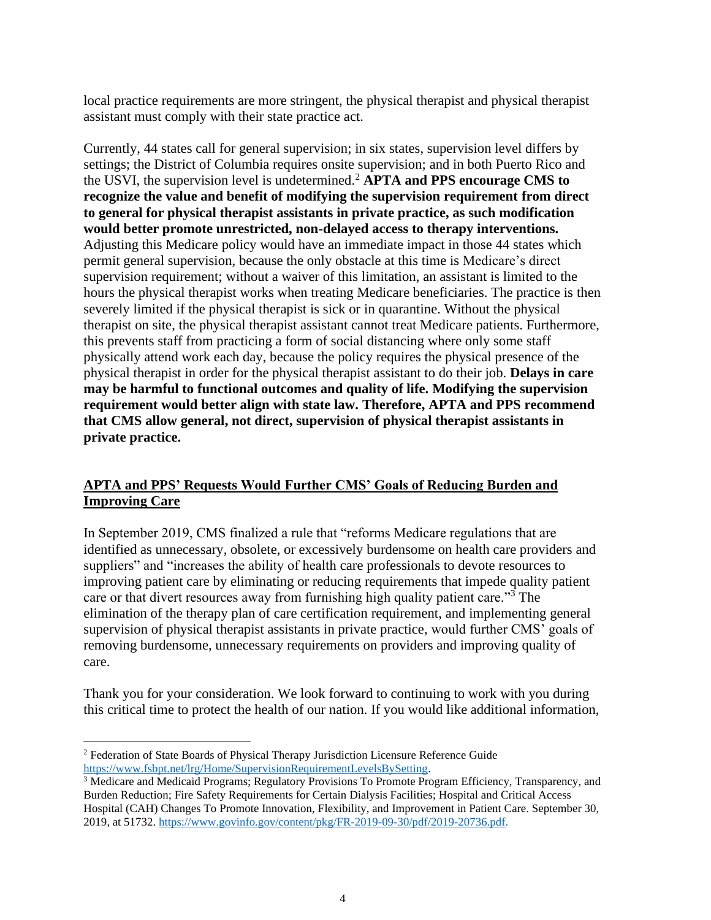local practice requirements are more stringent, the physical therapist and physical therapist assistant must comply with their state practice act.

Currently, 44 states call for general supervision; in six states, supervision level differs by settings; the District of Columbia requires onsite supervision; and in both Puerto Rico and the USVI, the supervision level is undetermined.[2] **APTA and PPS encourage CMS to recognize the value and benefit of modifying the supervision requirement from direct to general for physical therapist assistants in private practice, as such modification would better promote unrestricted, non-delayed access to therapy interventions.** Adjusting this Medicare policy would have an immediate impact in those 44 states which permit general supervision, because the only obstacle at this time is Medicare's direct supervision requirement; without a waiver of this limitation, an assistant is limited to the hours the physical therapist works when treating Medicare beneficiaries. The practice is then severely limited if the physical therapist is sick or in quarantine. Without the physical therapist on site, the physical therapist assistant cannot treat Medicare patients. Furthermore, this prevents staff from practicing a form of social distancing where only some staff physically attend work each day, because the policy requires the physical presence of the physical therapist in order for the physical therapist assistant to do their job. **Delays in care may be harmful to functional outcomes and quality of life. Modifying the supervision requirement would better align with state law. Therefore, APTA and PPS recommend that CMS allow general, not direct, supervision of physical therapist assistants in private practice.**

## APTA and PPS' Requests Would Further CMS' Goals of Reducing Burden and Improving Care

In September 2019, CMS finalized a rule that "reforms Medicare regulations that are identified as unnecessary, obsolete, or excessively burdensome on health care providers and suppliers" and "increases the ability of health care professionals to devote resources to improving patient care by eliminating or reducing requirements that impede quality patient care or that divert resources away from furnishing high quality patient care."[3] The elimination of the therapy plan of care certification requirement, and implementing general supervision of physical therapist assistants in private practice, would further CMS' goals of removing burdensome, unnecessary requirements on providers and improving quality of care.

Thank you for your consideration. We look forward to continuing to work with you during this critical time to protect the health of our nation. If you would like additional information,

---

[2] Federation of State Boards of Physical Therapy Jurisdiction Licensure Reference Guide https://www.fsbpt.net/lrg/Home/SupervisionRequirementLevelsBySetting.

[3] Medicare and Medicaid Programs; Regulatory Provisions To Promote Program Efficiency, Transparency, and Burden Reduction; Fire Safety Requirements for Certain Dialysis Facilities; Hospital and Critical Access Hospital (CAH) Changes To Promote Innovation, Flexibility, and Improvement in Patient Care. September 30, 2019, at 51732. https://www.govinfo.gov/content/pkg/FR-2019-09-30/pdf/2019-20736.pdf.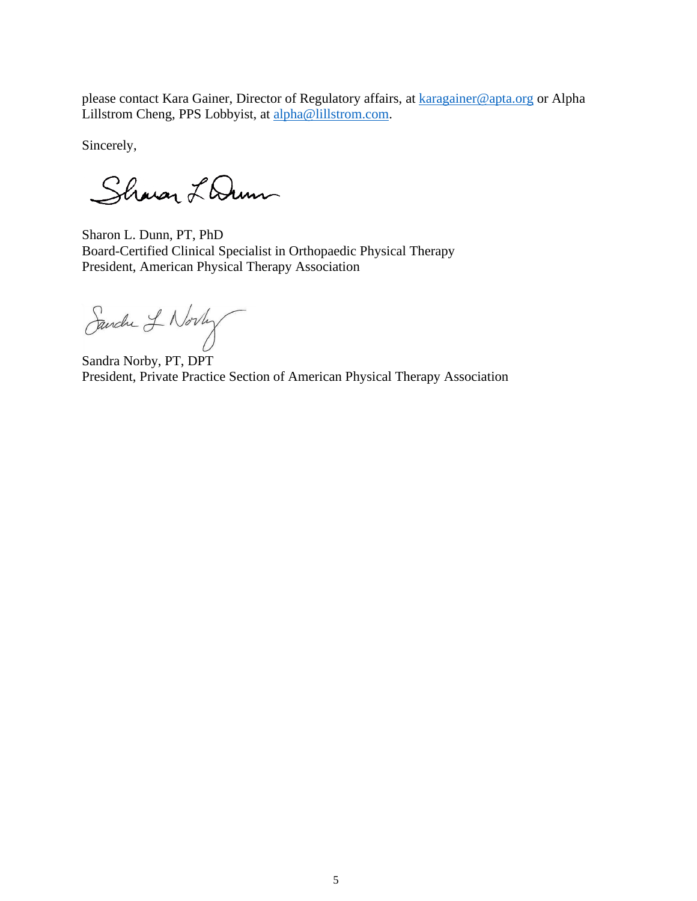please contact Kara Gainer, Director of Regulatory affairs, at [karagainer@apta.org](mailto:karagainer@apta.org) or Alpha Lillstrom Cheng, PPS Lobbyist, at [alpha@lillstrom.com](mailto:alpha@lillstrom.com).

Sincerely,

Sharon L. Dunn, PT, PhD
Board-Certified Clinical Specialist in Orthopaedic Physical Therapy
President, American Physical Therapy Association

Sandra Norby, PT, DPT
President, Private Practice Section of American Physical Therapy Association